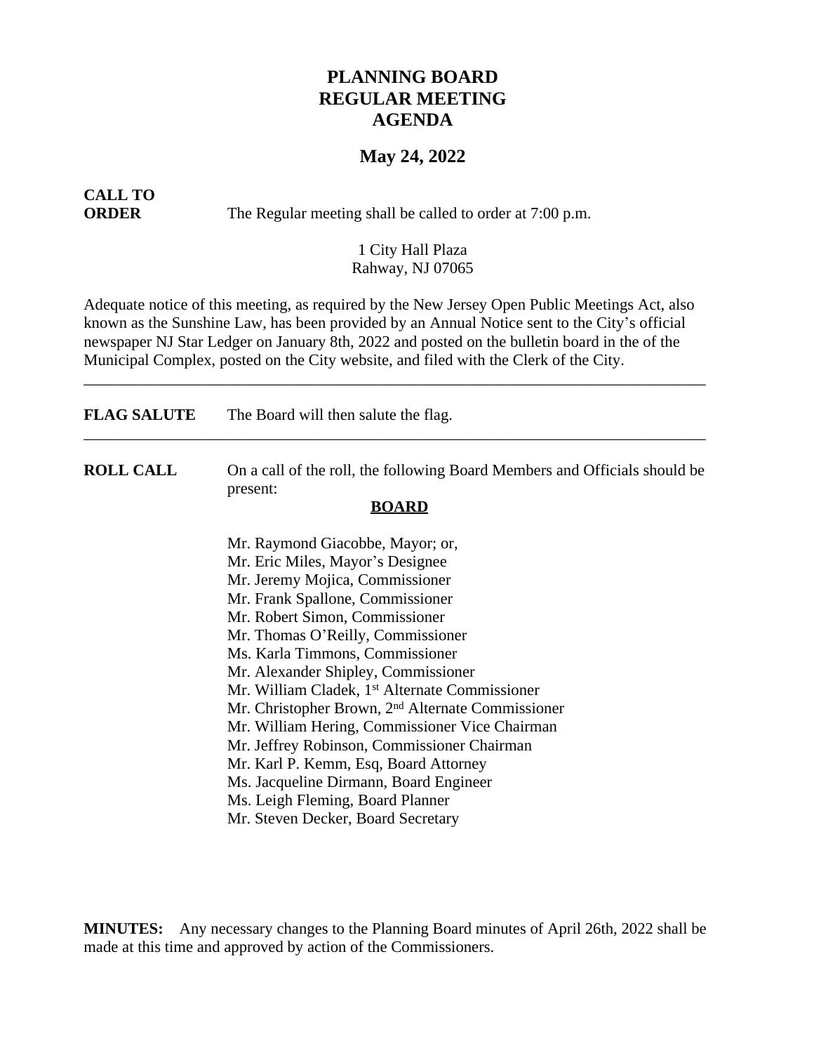# PLANNING BOARD
# REGULAR MEETING
# AGENDA

## May 24, 2022

**CALL TO ORDER** The Regular meeting shall be called to order at 7:00 p.m.

1 City Hall Plaza
Rahway, NJ 07065

Adequate notice of this meeting, as required by the New Jersey Open Public Meetings Act, also known as the Sunshine Law, has been provided by an Annual Notice sent to the City's official newspaper NJ Star Ledger on January 8th, 2022 and posted on the bulletin board in the of the Municipal Complex, posted on the City website, and filed with the Clerk of the City.

---

**FLAG SALUTE** The Board will then salute the flag.

---

**ROLL CALL** On a call of the roll, the following Board Members and Officials should be present:

**BOARD**

Mr. Raymond Giacobbe, Mayor; or,
Mr. Eric Miles, Mayor's Designee
Mr. Jeremy Mojica, Commissioner
Mr. Frank Spallone, Commissioner
Mr. Robert Simon, Commissioner
Mr. Thomas O'Reilly, Commissioner
Ms. Karla Timmons, Commissioner
Mr. Alexander Shipley, Commissioner
Mr. William Cladek, 1st Alternate Commissioner
Mr. Christopher Brown, 2nd Alternate Commissioner
Mr. William Hering, Commissioner Vice Chairman
Mr. Jeffrey Robinson, Commissioner Chairman
Mr. Karl P. Kemm, Esq, Board Attorney
Ms. Jacqueline Dirmann, Board Engineer
Ms. Leigh Fleming, Board Planner
Mr. Steven Decker, Board Secretary

**MINUTES:** Any necessary changes to the Planning Board minutes of April 26th, 2022 shall be made at this time and approved by action of the Commissioners.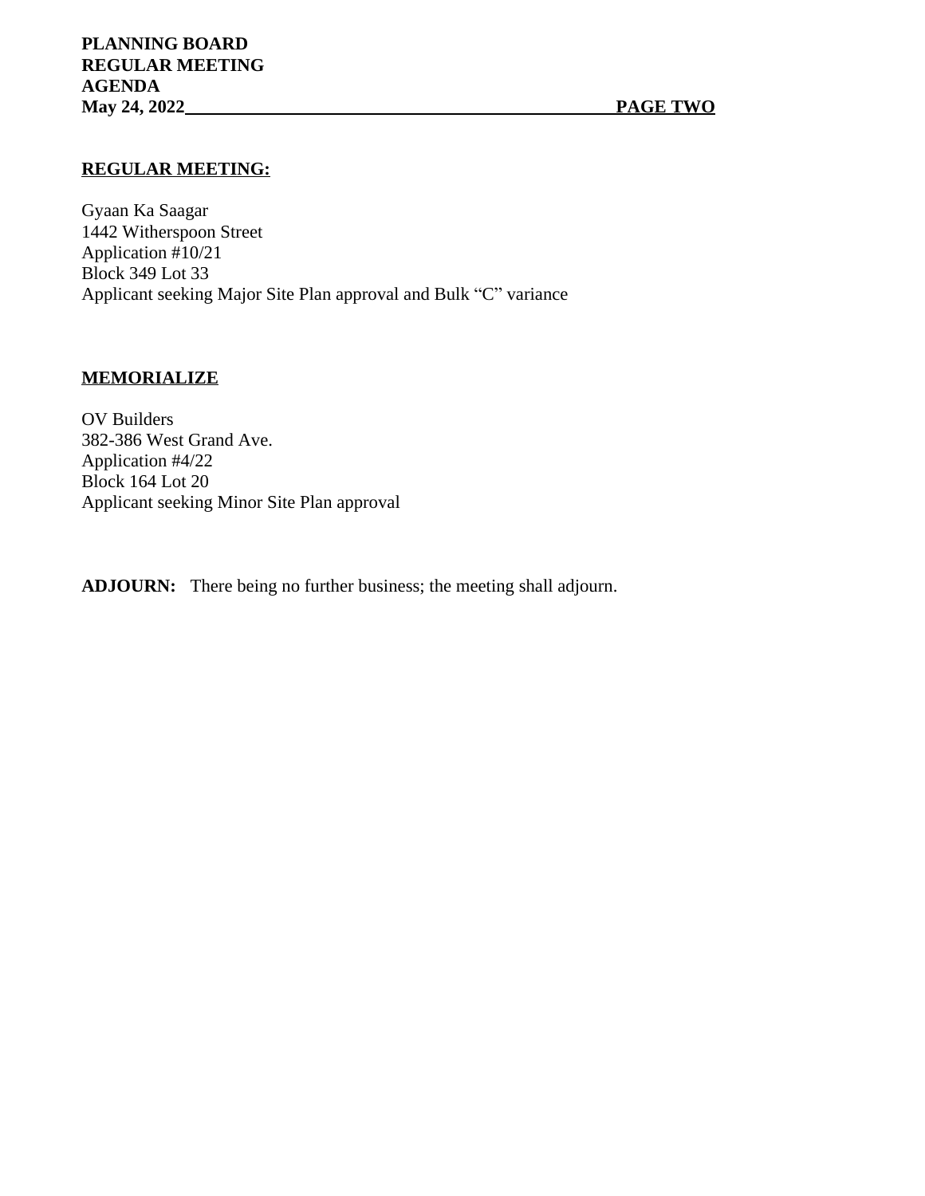## REGULAR MEETING:

Gyaan Ka Saagar
1442 Witherspoon Street
Application #10/21
Block 349 Lot 33
Applicant seeking Major Site Plan approval and Bulk "C" variance

## MEMORIALIZE

OV Builders
382-386 West Grand Ave.
Application #4/22
Block 164 Lot 20
Applicant seeking Minor Site Plan approval

**ADJOURN:** There being no further business; the meeting shall adjourn.